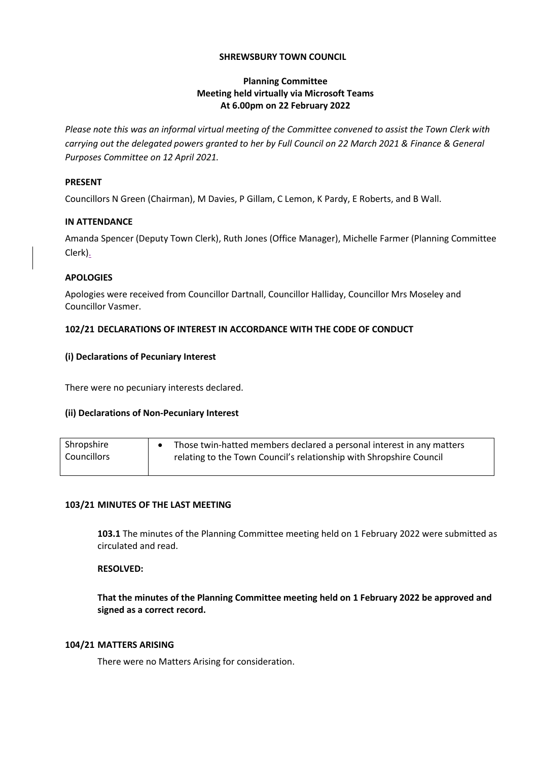**SHREWSBURY TOWN COUNCIL**

**Planning Committee**
**Meeting held virtually via Microsoft Teams**
**At 6.00pm on 22 February 2022**

*Please note this was an informal virtual meeting of the Committee convened to assist the Town Clerk with carrying out the delegated powers granted to her by Full Council on 22 March 2021 & Finance & General Purposes Committee on 12 April 2021.*

**PRESENT**

Councillors N Green (Chairman), M Davies, P Gillam, C Lemon, K Pardy, E Roberts, and B Wall.

**IN ATTENDANCE**

Amanda Spencer (Deputy Town Clerk), Ruth Jones (Office Manager), Michelle Farmer (Planning Committee Clerk).

**APOLOGIES**

Apologies were received from Councillor Dartnall, Councillor Halliday, Councillor Mrs Moseley and Councillor Vasmer.

**102/21 DECLARATIONS OF INTEREST IN ACCORDANCE WITH THE CODE OF CONDUCT**

**(i) Declarations of Pecuniary Interest**

There were no pecuniary interests declared.

**(ii) Declarations of Non-Pecuniary Interest**

| | |
|---|---|
| Shropshire Councillors | • Those twin-hatted members declared a personal interest in any matters relating to the Town Council's relationship with Shropshire Council |

**103/21 MINUTES OF THE LAST MEETING**

**103.1** The minutes of the Planning Committee meeting held on 1 February 2022 were submitted as circulated and read.

**RESOLVED:**

**That the minutes of the Planning Committee meeting held on 1 February 2022 be approved and signed as a correct record.**

**104/21 MATTERS ARISING**

There were no Matters Arising for consideration.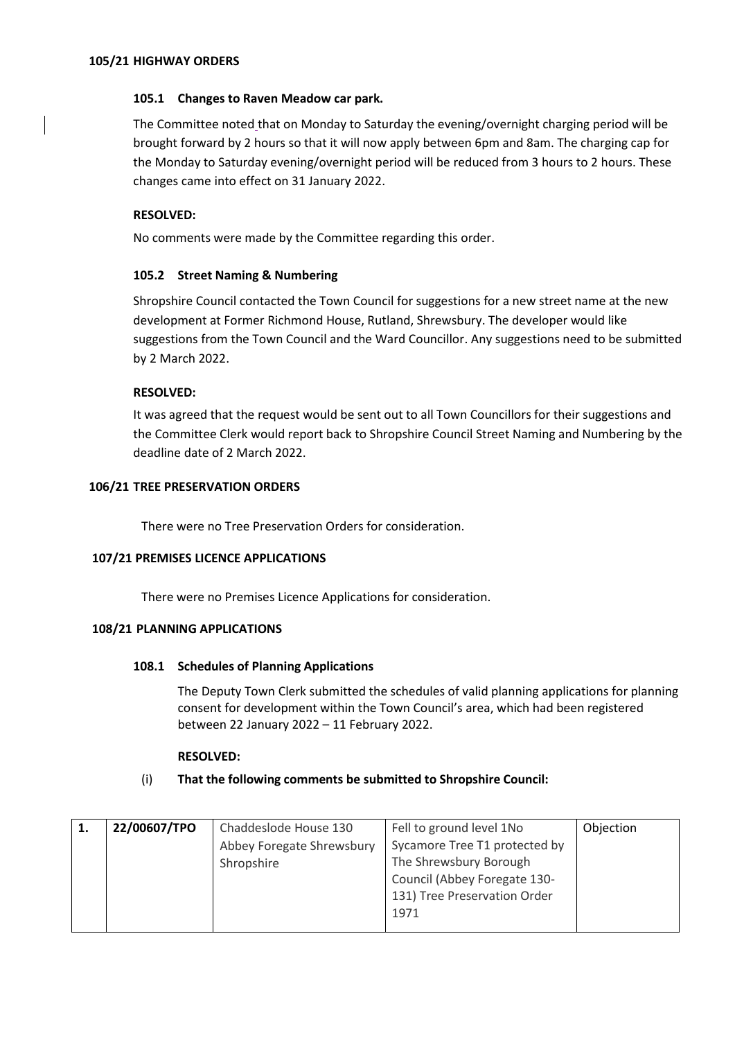**105/21 HIGHWAY ORDERS**

**105.1 Changes to Raven Meadow car park.**

The Committee noted that on Monday to Saturday the evening/overnight charging period will be brought forward by 2 hours so that it will now apply between 6pm and 8am. The charging cap for the Monday to Saturday evening/overnight period will be reduced from 3 hours to 2 hours. These changes came into effect on 31 January 2022.

**RESOLVED:**

No comments were made by the Committee regarding this order.

**105.2 Street Naming & Numbering**

Shropshire Council contacted the Town Council for suggestions for a new street name at the new development at Former Richmond House, Rutland, Shrewsbury. The developer would like suggestions from the Town Council and the Ward Councillor. Any suggestions need to be submitted by 2 March 2022.

**RESOLVED:**

It was agreed that the request would be sent out to all Town Councillors for their suggestions and the Committee Clerk would report back to Shropshire Council Street Naming and Numbering by the deadline date of 2 March 2022.

**106/21 TREE PRESERVATION ORDERS**

There were no Tree Preservation Orders for consideration.

**107/21 PREMISES LICENCE APPLICATIONS**

There were no Premises Licence Applications for consideration.

**108/21 PLANNING APPLICATIONS**

**108.1 Schedules of Planning Applications**

The Deputy Town Clerk submitted the schedules of valid planning applications for planning consent for development within the Town Council's area, which had been registered between 22 January 2022 – 11 February 2022.

**RESOLVED:**

(i) **That the following comments be submitted to Shropshire Council:**

| | | | | |
|---|---|---|---|---|
| **1.** | **22/00607/TPO** | Chaddeslode House 130 Abbey Foregate Shrewsbury Shropshire | Fell to ground level 1No Sycamore Tree T1 protected by The Shrewsbury Borough Council (Abbey Foregate 130-131) Tree Preservation Order 1971 | Objection |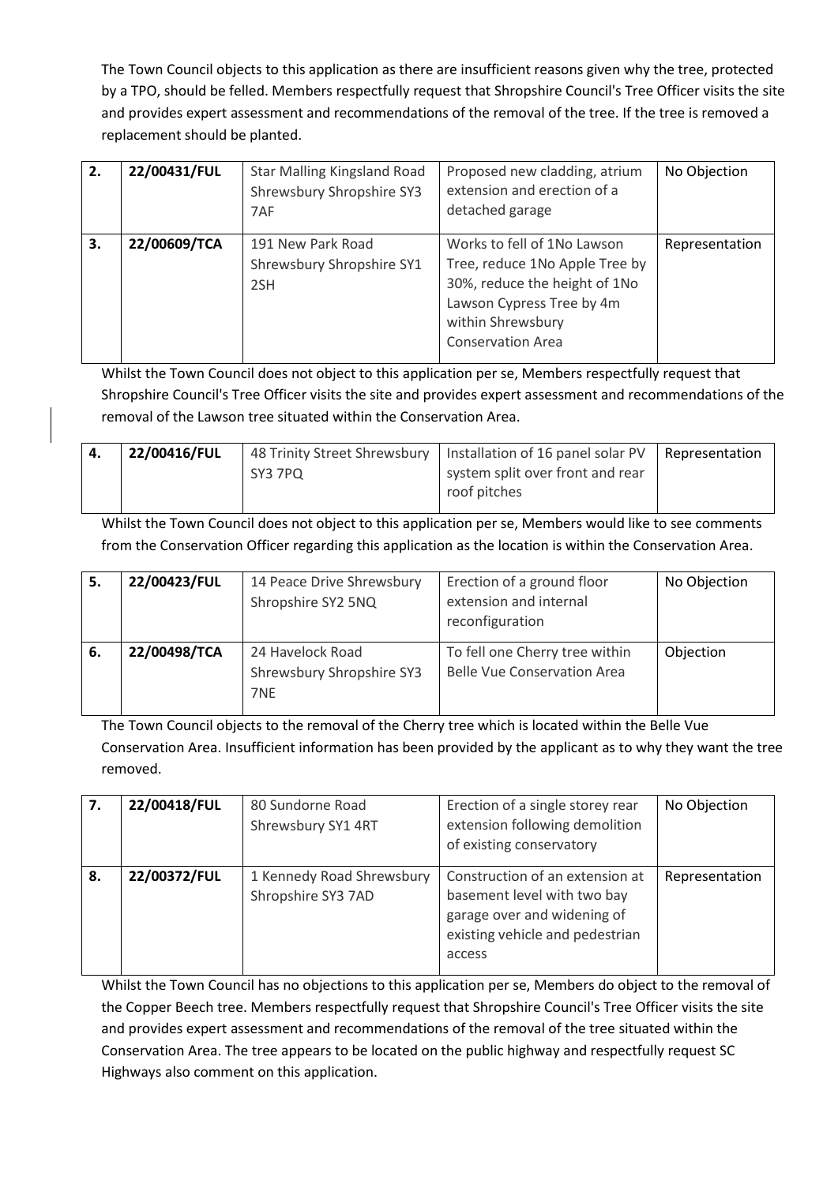The Town Council objects to this application as there are insufficient reasons given why the tree, protected by a TPO, should be felled. Members respectfully request that Shropshire Council's Tree Officer visits the site and provides expert assessment and recommendations of the removal of the tree. If the tree is removed a replacement should be planted.

| 2. | 22/00431/FUL | Star Malling Kingsland Road Shrewsbury Shropshire SY3 7AF | Proposed new cladding, atrium extension and erection of a detached garage | No Objection |
|---|---|---|---|---|
| 3. | 22/00609/TCA | 191 New Park Road Shrewsbury Shropshire SY1 2SH | Works to fell of 1No Lawson Tree, reduce 1No Apple Tree by 30%, reduce the height of 1No Lawson Cypress Tree by 4m within Shrewsbury Conservation Area | Representation |

Whilst the Town Council does not object to this application per se, Members respectfully request that Shropshire Council's Tree Officer visits the site and provides expert assessment and recommendations of the removal of the Lawson tree situated within the Conservation Area.

| 4. | 22/00416/FUL | 48 Trinity Street Shrewsbury SY3 7PQ | Installation of 16 panel solar PV system split over front and rear roof pitches | Representation |
|---|---|---|---|---|

Whilst the Town Council does not object to this application per se, Members would like to see comments from the Conservation Officer regarding this application as the location is within the Conservation Area.

| 5. | 22/00423/FUL | 14 Peace Drive Shrewsbury Shropshire SY2 5NQ | Erection of a ground floor extension and internal reconfiguration | No Objection |
|---|---|---|---|---|
| 6. | 22/00498/TCA | 24 Havelock Road Shrewsbury Shropshire SY3 7NE | To fell one Cherry tree within Belle Vue Conservation Area | Objection |

The Town Council objects to the removal of the Cherry tree which is located within the Belle Vue Conservation Area. Insufficient information has been provided by the applicant as to why they want the tree removed.

| 7. | 22/00418/FUL | 80 Sundorne Road Shrewsbury SY1 4RT | Erection of a single storey rear extension following demolition of existing conservatory | No Objection |
|---|---|---|---|---|
| 8. | 22/00372/FUL | 1 Kennedy Road Shrewsbury Shropshire SY3 7AD | Construction of an extension at basement level with two bay garage over and widening of existing vehicle and pedestrian access | Representation |

Whilst the Town Council has no objections to this application per se, Members do object to the removal of the Copper Beech tree. Members respectfully request that Shropshire Council's Tree Officer visits the site and provides expert assessment and recommendations of the removal of the tree situated within the Conservation Area. The tree appears to be located on the public highway and respectfully request SC Highways also comment on this application.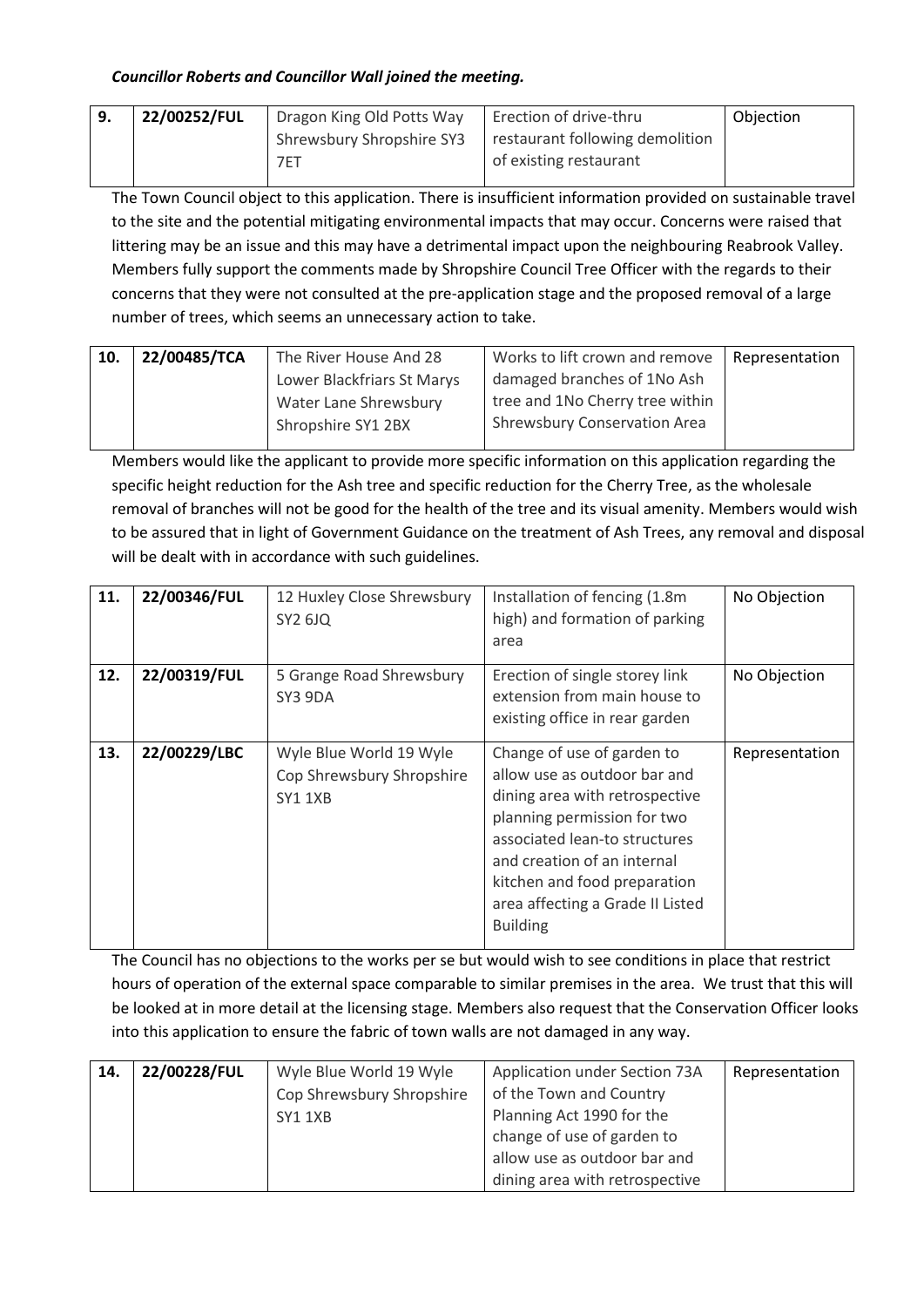***Councillor Roberts and Councillor Wall joined the meeting.***

| 9. | 22/00252/FUL | Dragon King Old Potts Way Shrewsbury Shropshire SY3 7ET | Erection of drive-thru restaurant following demolition of existing restaurant | Objection |
|---|---|---|---|---|

The Town Council object to this application. There is insufficient information provided on sustainable travel to the site and the potential mitigating environmental impacts that may occur. Concerns were raised that littering may be an issue and this may have a detrimental impact upon the neighbouring Reabrook Valley. Members fully support the comments made by Shropshire Council Tree Officer with the regards to their concerns that they were not consulted at the pre-application stage and the proposed removal of a large number of trees, which seems an unnecessary action to take.

| 10. | 22/00485/TCA | The River House And 28 Lower Blackfriars St Marys Water Lane Shrewsbury Shropshire SY1 2BX | Works to lift crown and remove damaged branches of 1No Ash tree and 1No Cherry tree within Shrewsbury Conservation Area | Representation |
|---|---|---|---|---|

Members would like the applicant to provide more specific information on this application regarding the specific height reduction for the Ash tree and specific reduction for the Cherry Tree, as the wholesale removal of branches will not be good for the health of the tree and its visual amenity. Members would wish to be assured that in light of Government Guidance on the treatment of Ash Trees, any removal and disposal will be dealt with in accordance with such guidelines.

| 11. | 22/00346/FUL | 12 Huxley Close Shrewsbury SY2 6JQ | Installation of fencing (1.8m high) and formation of parking area | No Objection |
|---|---|---|---|---|
| 12. | 22/00319/FUL | 5 Grange Road Shrewsbury SY3 9DA | Erection of single storey link extension from main house to existing office in rear garden | No Objection |
| 13. | 22/00229/LBC | Wyle Blue World 19 Wyle Cop Shrewsbury Shropshire SY1 1XB | Change of use of garden to allow use as outdoor bar and dining area with retrospective planning permission for two associated lean-to structures and creation of an internal kitchen and food preparation area affecting a Grade II Listed Building | Representation |

The Council has no objections to the works per se but would wish to see conditions in place that restrict hours of operation of the external space comparable to similar premises in the area. We trust that this will be looked at in more detail at the licensing stage. Members also request that the Conservation Officer looks into this application to ensure the fabric of town walls are not damaged in any way.

| 14. | 22/00228/FUL | Wyle Blue World 19 Wyle Cop Shrewsbury Shropshire SY1 1XB | Application under Section 73A of the Town and Country Planning Act 1990 for the change of use of garden to allow use as outdoor bar and dining area with retrospective | Representation |
|---|---|---|---|---|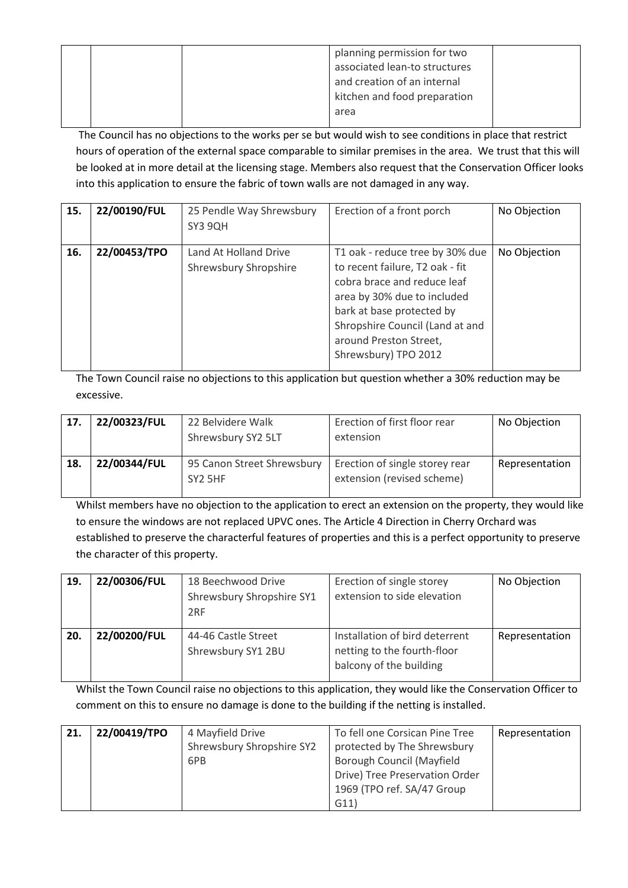| | | planning permission for two associated lean-to structures and creation of an internal kitchen and food preparation area | |
|---|---|---|---|

The Council has no objections to the works per se but would wish to see conditions in place that restrict hours of operation of the external space comparable to similar premises in the area. We trust that this will be looked at in more detail at the licensing stage. Members also request that the Conservation Officer looks into this application to ensure the fabric of town walls are not damaged in any way.

| | | | | |
|---|---|---|---|---|
| 15. | 22/00190/FUL | 25 Pendle Way Shrewsbury SY3 9QH | Erection of a front porch | No Objection |
| 16. | 22/00453/TPO | Land At Holland Drive Shrewsbury Shropshire | T1 oak - reduce tree by 30% due to recent failure, T2 oak - fit cobra brace and reduce leaf area by 30% due to included bark at base protected by Shropshire Council (Land at and around Preston Street, Shrewsbury) TPO 2012 | No Objection |

The Town Council raise no objections to this application but question whether a 30% reduction may be excessive.

| | | | | |
|---|---|---|---|---|
| 17. | 22/00323/FUL | 22 Belvidere Walk Shrewsbury SY2 5LT | Erection of first floor rear extension | No Objection |
| 18. | 22/00344/FUL | 95 Canon Street Shrewsbury SY2 5HF | Erection of single storey rear extension (revised scheme) | Representation |

Whilst members have no objection to the application to erect an extension on the property, they would like to ensure the windows are not replaced UPVC ones. The Article 4 Direction in Cherry Orchard was established to preserve the characterful features of properties and this is a perfect opportunity to preserve the character of this property.

| | | | | |
|---|---|---|---|---|
| 19. | 22/00306/FUL | 18 Beechwood Drive Shrewsbury Shropshire SY1 2RF | Erection of single storey extension to side elevation | No Objection |
| 20. | 22/00200/FUL | 44-46 Castle Street Shrewsbury SY1 2BU | Installation of bird deterrent netting to the fourth-floor balcony of the building | Representation |

Whilst the Town Council raise no objections to this application, they would like the Conservation Officer to comment on this to ensure no damage is done to the building if the netting is installed.

| | | | | |
|---|---|---|---|---|
| 21. | 22/00419/TPO | 4 Mayfield Drive Shrewsbury Shropshire SY2 6PB | To fell one Corsican Pine Tree protected by The Shrewsbury Borough Council (Mayfield Drive) Tree Preservation Order 1969 (TPO ref. SA/47 Group G11) | Representation |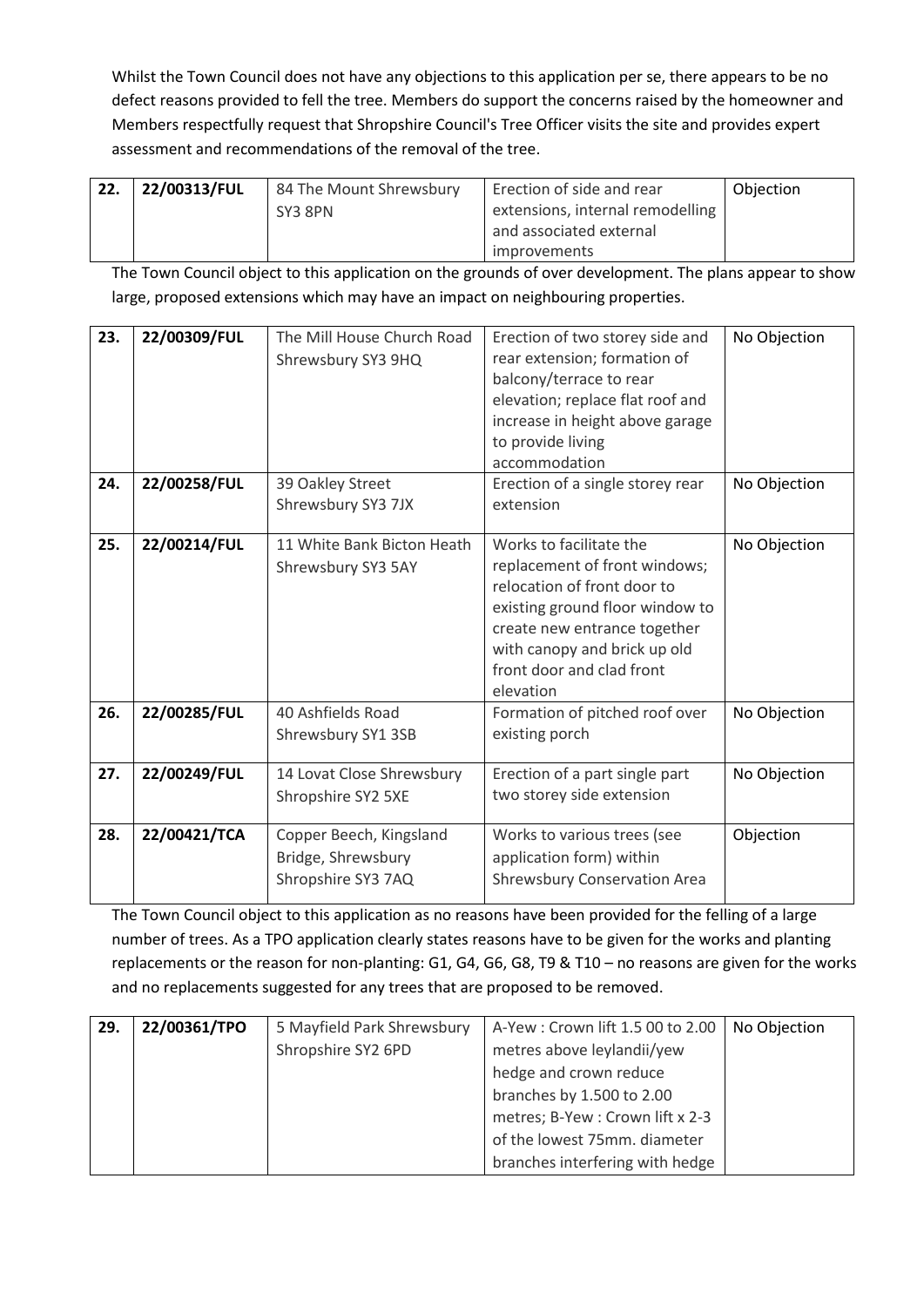Whilst the Town Council does not have any objections to this application per se, there appears to be no defect reasons provided to fell the tree. Members do support the concerns raised by the homeowner and Members respectfully request that Shropshire Council's Tree Officer visits the site and provides expert assessment and recommendations of the removal of the tree.

| 22. | 22/00313/FUL | 84 The Mount Shrewsbury SY3 8PN | Erection of side and rear extensions, internal remodelling and associated external improvements | Objection |
|---|---|---|---|---|

The Town Council object to this application on the grounds of over development. The plans appear to show large, proposed extensions which may have an impact on neighbouring properties.

| 23. | 22/00309/FUL | The Mill House Church Road Shrewsbury SY3 9HQ | Erection of two storey side and rear extension; formation of balcony/terrace to rear elevation; replace flat roof and increase in height above garage to provide living accommodation | No Objection |
|---|---|---|---|---|
| 24. | 22/00258/FUL | 39 Oakley Street Shrewsbury SY3 7JX | Erection of a single storey rear extension | No Objection |
| 25. | 22/00214/FUL | 11 White Bank Bicton Heath Shrewsbury SY3 5AY | Works to facilitate the replacement of front windows; relocation of front door to existing ground floor window to create new entrance together with canopy and brick up old front door and clad front elevation | No Objection |
| 26. | 22/00285/FUL | 40 Ashfields Road Shrewsbury SY1 3SB | Formation of pitched roof over existing porch | No Objection |
| 27. | 22/00249/FUL | 14 Lovat Close Shrewsbury Shropshire SY2 5XE | Erection of a part single part two storey side extension | No Objection |
| 28. | 22/00421/TCA | Copper Beech, Kingsland Bridge, Shrewsbury Shropshire SY3 7AQ | Works to various trees (see application form) within Shrewsbury Conservation Area | Objection |

The Town Council object to this application as no reasons have been provided for the felling of a large number of trees. As a TPO application clearly states reasons have to be given for the works and planting replacements or the reason for non-planting: G1, G4, G6, G8, T9 & T10 – no reasons are given for the works and no replacements suggested for any trees that are proposed to be removed.

| 29. | 22/00361/TPO | 5 Mayfield Park Shrewsbury Shropshire SY2 6PD | A-Yew : Crown lift 1.5 00 to 2.00 metres above leylandii/yew hedge and crown reduce branches by 1.500 to 2.00 metres; B-Yew : Crown lift x 2-3 of the lowest 75mm. diameter branches interfering with hedge | No Objection |
|---|---|---|---|---|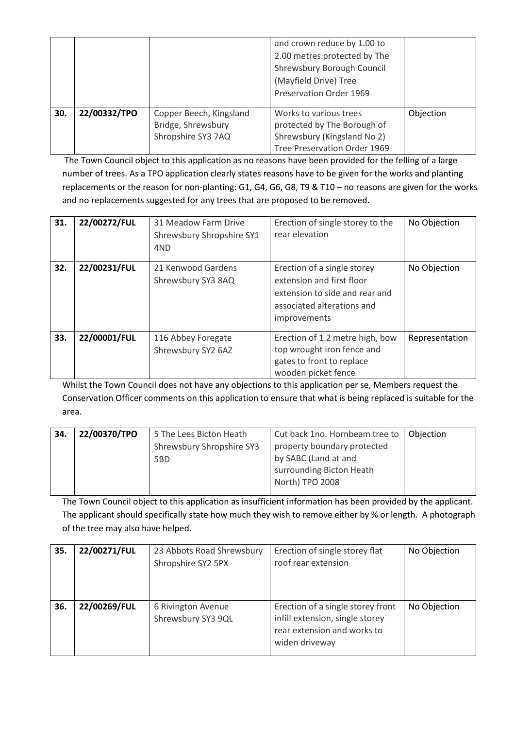| | | | and crown reduce by 1.00 to 2.00 metres protected by The Shrewsbury Borough Council (Mayfield Drive) Tree Preservation Order 1969 | |
|---|---|---|---|---|
| **30.** | **22/00332/TPO** | Copper Beech, Kingsland Bridge, Shrewsbury Shropshire SY3 7AQ | Works to various trees protected by The Borough of Shrewsbury (Kingsland No 2) Tree Preservation Order 1969 | Objection |

The Town Council object to this application as no reasons have been provided for the felling of a large number of trees. As a TPO application clearly states reasons have to be given for the works and planting replacements or the reason for non-planting: G1, G4, G6, G8, T9 & T10 – no reasons are given for the works and no replacements suggested for any trees that are proposed to be removed.

| | | | | |
|---|---|---|---|---|
| **31.** | **22/00272/FUL** | 31 Meadow Farm Drive Shrewsbury Shropshire SY1 4ND | Erection of single storey to the rear elevation | No Objection |
| **32.** | **22/00231/FUL** | 21 Kenwood Gardens Shrewsbury SY3 8AQ | Erection of a single storey extension and first floor extension to side and rear and associated alterations and improvements | No Objection |
| **33.** | **22/00001/FUL** | 116 Abbey Foregate Shrewsbury SY2 6AZ | Erection of 1.2 metre high, bow top wrought iron fence and gates to front to replace wooden picket fence | Representation |

Whilst the Town Council does not have any objections to this application per se, Members request the Conservation Officer comments on this application to ensure that what is being replaced is suitable for the area.

| | | | | |
|---|---|---|---|---|
| **34.** | **22/00370/TPO** | 5 The Lees Bicton Heath Shrewsbury Shropshire SY3 5BD | Cut back 1no. Hornbeam tree to property boundary protected by SABC (Land at and surrounding Bicton Heath North) TPO 2008 | Objection |

The Town Council object to this application as insufficient information has been provided by the applicant. The applicant should specifically state how much they wish to remove either by % or length. A photograph of the tree may also have helped.

| | | | | |
|---|---|---|---|---|
| **35.** | **22/00271/FUL** | 23 Abbots Road Shrewsbury Shropshire SY2 5PX | Erection of single storey flat roof rear extension | No Objection |
| **36.** | **22/00269/FUL** | 6 Rivington Avenue Shrewsbury SY3 9QL | Erection of a single storey front infill extension, single storey rear extension and works to widen driveway | No Objection |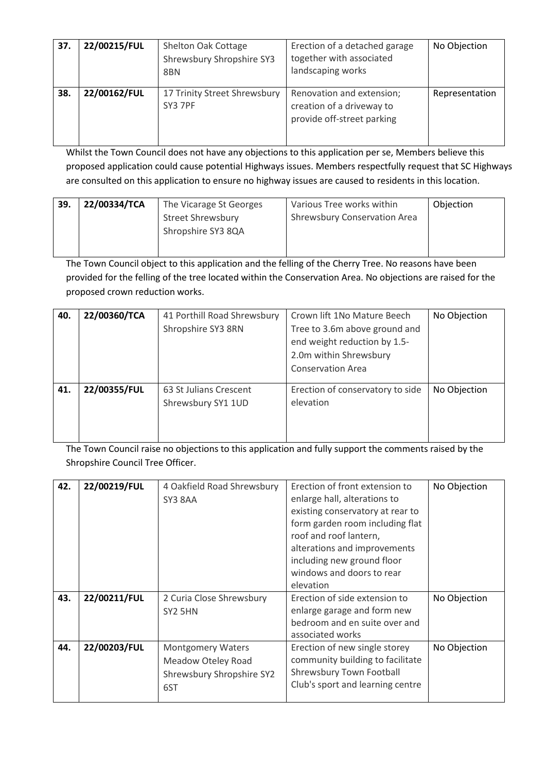| 37. | 22/00215/FUL | Shelton Oak Cottage Shrewsbury Shropshire SY3 8BN | Erection of a detached garage together with associated landscaping works | No Objection |
|---|---|---|---|---|
| **38.** | **22/00162/FUL** | 17 Trinity Street Shrewsbury SY3 7PF | Renovation and extension; creation of a driveway to provide off-street parking | Representation |

Whilst the Town Council does not have any objections to this application per se, Members believe this proposed application could cause potential Highways issues. Members respectfully request that SC Highways are consulted on this application to ensure no highway issues are caused to residents in this location.

| 39. | 22/00334/TCA | The Vicarage St Georges Street Shrewsbury Shropshire SY3 8QA | Various Tree works within Shrewsbury Conservation Area | Objection |
|---|---|---|---|---|

The Town Council object to this application and the felling of the Cherry Tree. No reasons have been provided for the felling of the tree located within the Conservation Area. No objections are raised for the proposed crown reduction works.

| 40. | 22/00360/TCA | 41 Porthill Road Shrewsbury Shropshire SY3 8RN | Crown lift 1No Mature Beech Tree to 3.6m above ground and end weight reduction by 1.5-2.0m within Shrewsbury Conservation Area | No Objection |
|---|---|---|---|---|
| **41.** | **22/00355/FUL** | 63 St Julians Crescent Shrewsbury SY1 1UD | Erection of conservatory to side elevation | No Objection |

The Town Council raise no objections to this application and fully support the comments raised by the Shropshire Council Tree Officer.

| 42. | 22/00219/FUL | 4 Oakfield Road Shrewsbury SY3 8AA | Erection of front extension to enlarge hall, alterations to existing conservatory at rear to form garden room including flat roof and roof lantern, alterations and improvements including new ground floor windows and doors to rear elevation | No Objection |
|---|---|---|---|---|
| **43.** | **22/00211/FUL** | 2 Curia Close Shrewsbury SY2 5HN | Erection of side extension to enlarge garage and form new bedroom and en suite over and associated works | No Objection |
| **44.** | **22/00203/FUL** | Montgomery Waters Meadow Oteley Road Shrewsbury Shropshire SY2 6ST | Erection of new single storey community building to facilitate Shrewsbury Town Football Club's sport and learning centre | No Objection |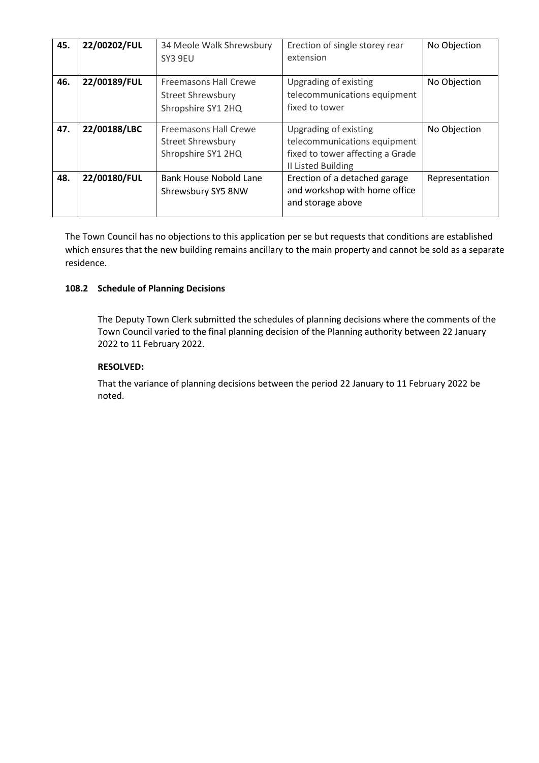| | | | | |
|---|---|---|---|---|
| **45.** | **22/00202/FUL** | 34 Meole Walk Shrewsbury SY3 9EU | Erection of single storey rear extension | No Objection |
| **46.** | **22/00189/FUL** | Freemasons Hall Crewe Street Shrewsbury Shropshire SY1 2HQ | Upgrading of existing telecommunications equipment fixed to tower | No Objection |
| **47.** | **22/00188/LBC** | Freemasons Hall Crewe Street Shrewsbury Shropshire SY1 2HQ | Upgrading of existing telecommunications equipment fixed to tower affecting a Grade II Listed Building | No Objection |
| **48.** | **22/00180/FUL** | Bank House Nobold Lane Shrewsbury SY5 8NW | Erection of a detached garage and workshop with home office and storage above | Representation |

The Town Council has no objections to this application per se but requests that conditions are established which ensures that the new building remains ancillary to the main property and cannot be sold as a separate residence.

### 108.2 Schedule of Planning Decisions

The Deputy Town Clerk submitted the schedules of planning decisions where the comments of the Town Council varied to the final planning decision of the Planning authority between 22 January 2022 to 11 February 2022.

**RESOLVED:**

That the variance of planning decisions between the period 22 January to 11 February 2022 be noted.